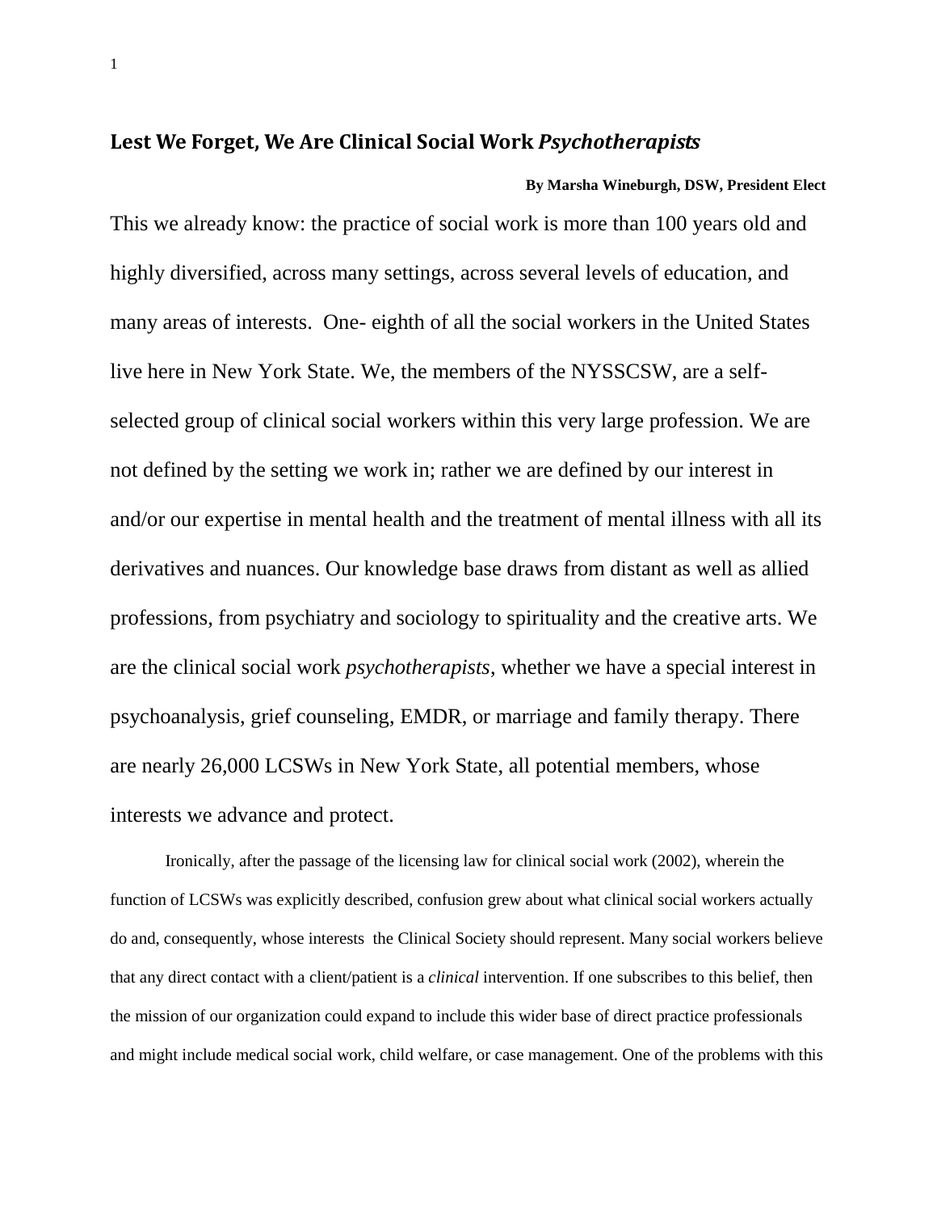## Lest We Forget, We Are Clinical Social Work *Psychotherapists*

**By Marsha Wineburgh, DSW, President Elect**

This we already know: the practice of social work is more than 100 years old and highly diversified, across many settings, across several levels of education, and many areas of interests. One- eighth of all the social workers in the United States live here in New York State. We, the members of the NYSSCSW, are a self-selected group of clinical social workers within this very large profession. We are not defined by the setting we work in; rather we are defined by our interest in and/or our expertise in mental health and the treatment of mental illness with all its derivatives and nuances. Our knowledge base draws from distant as well as allied professions, from psychiatry and sociology to spirituality and the creative arts. We are the clinical social work *psychotherapists*, whether we have a special interest in psychoanalysis, grief counseling, EMDR, or marriage and family therapy. There are nearly 26,000 LCSWs in New York State, all potential members, whose interests we advance and protect.

Ironically, after the passage of the licensing law for clinical social work (2002), wherein the function of LCSWs was explicitly described, confusion grew about what clinical social workers actually do and, consequently, whose interests the Clinical Society should represent. Many social workers believe that any direct contact with a client/patient is a *clinical* intervention. If one subscribes to this belief, then the mission of our organization could expand to include this wider base of direct practice professionals and might include medical social work, child welfare, or case management. One of the problems with this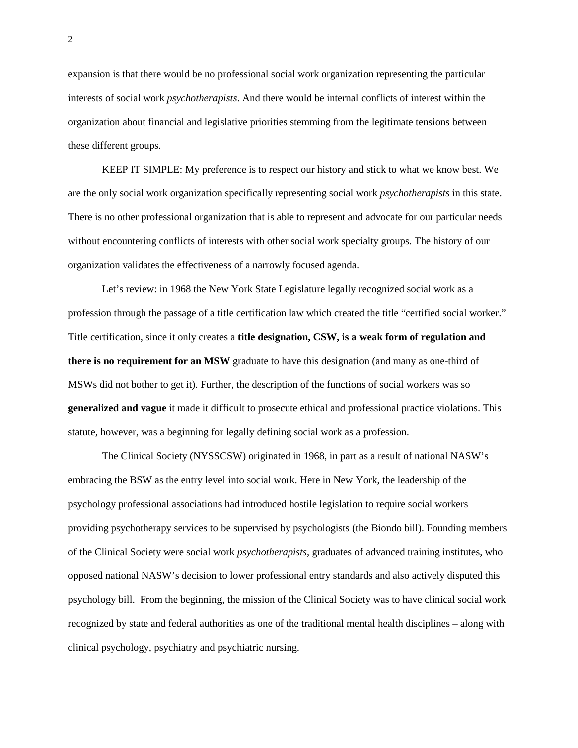expansion is that there would be no professional social work organization representing the particular interests of social work *psychotherapists*. And there would be internal conflicts of interest within the organization about financial and legislative priorities stemming from the legitimate tensions between these different groups.

KEEP IT SIMPLE: My preference is to respect our history and stick to what we know best. We are the only social work organization specifically representing social work *psychotherapists* in this state. There is no other professional organization that is able to represent and advocate for our particular needs without encountering conflicts of interests with other social work specialty groups. The history of our organization validates the effectiveness of a narrowly focused agenda.

Let's review: in 1968 the New York State Legislature legally recognized social work as a profession through the passage of a title certification law which created the title "certified social worker." Title certification, since it only creates a **title designation, CSW, is a weak form of regulation and there is no requirement for an MSW** graduate to have this designation (and many as one-third of MSWs did not bother to get it). Further, the description of the functions of social workers was so **generalized and vague** it made it difficult to prosecute ethical and professional practice violations. This statute, however, was a beginning for legally defining social work as a profession.

The Clinical Society (NYSSCSW) originated in 1968, in part as a result of national NASW's embracing the BSW as the entry level into social work. Here in New York, the leadership of the psychology professional associations had introduced hostile legislation to require social workers providing psychotherapy services to be supervised by psychologists (the Biondo bill). Founding members of the Clinical Society were social work *psychotherapists*, graduates of advanced training institutes, who opposed national NASW's decision to lower professional entry standards and also actively disputed this psychology bill. From the beginning, the mission of the Clinical Society was to have clinical social work recognized by state and federal authorities as one of the traditional mental health disciplines – along with clinical psychology, psychiatry and psychiatric nursing.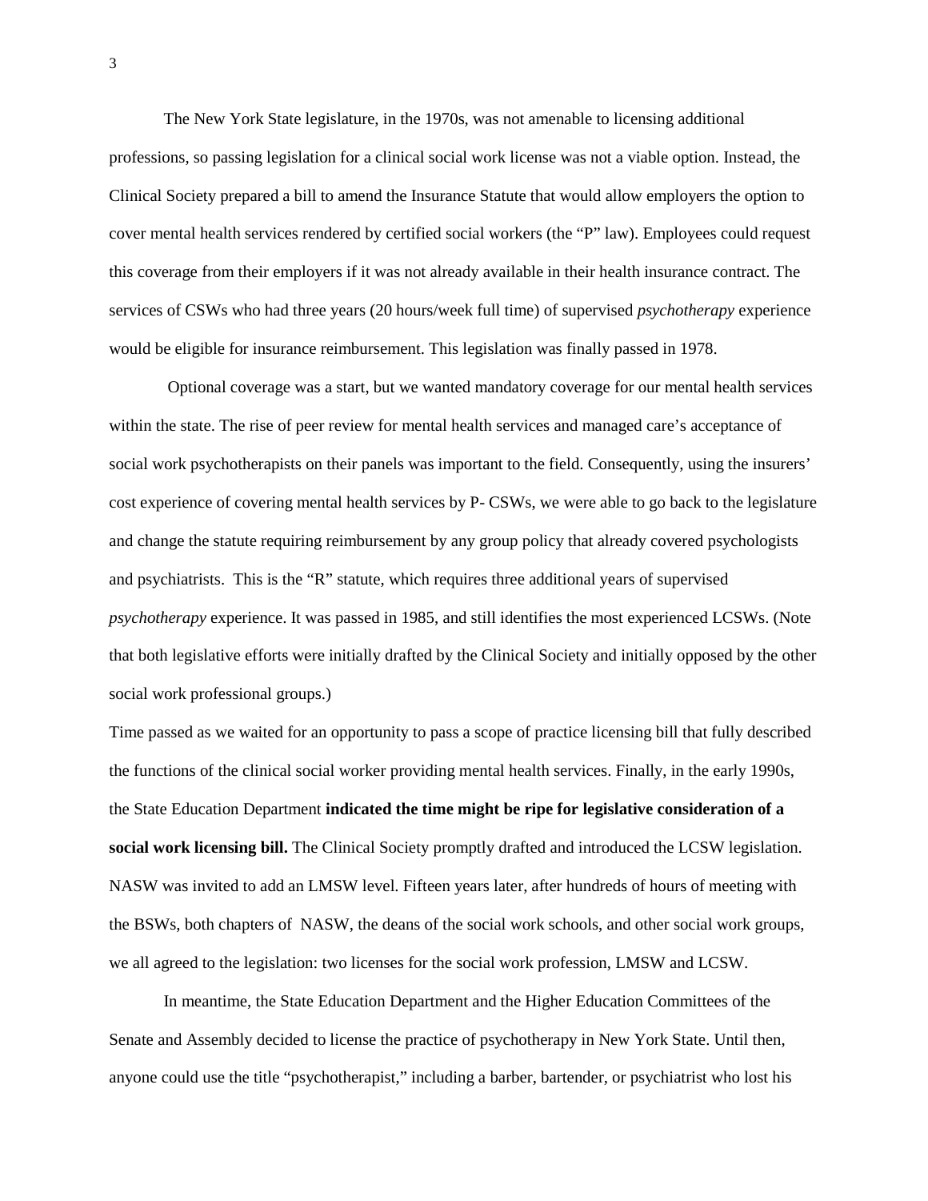The New York State legislature, in the 1970s, was not amenable to licensing additional professions, so passing legislation for a clinical social work license was not a viable option. Instead, the Clinical Society prepared a bill to amend the Insurance Statute that would allow employers the option to cover mental health services rendered by certified social workers (the "P" law). Employees could request this coverage from their employers if it was not already available in their health insurance contract. The services of CSWs who had three years (20 hours/week full time) of supervised *psychotherapy* experience would be eligible for insurance reimbursement. This legislation was finally passed in 1978.

Optional coverage was a start, but we wanted mandatory coverage for our mental health services within the state. The rise of peer review for mental health services and managed care's acceptance of social work psychotherapists on their panels was important to the field. Consequently, using the insurers' cost experience of covering mental health services by P- CSWs, we were able to go back to the legislature and change the statute requiring reimbursement by any group policy that already covered psychologists and psychiatrists. This is the "R" statute, which requires three additional years of supervised *psychotherapy* experience. It was passed in 1985, and still identifies the most experienced LCSWs. (Note that both legislative efforts were initially drafted by the Clinical Society and initially opposed by the other social work professional groups.)

Time passed as we waited for an opportunity to pass a scope of practice licensing bill that fully described the functions of the clinical social worker providing mental health services. Finally, in the early 1990s, the State Education Department **indicated the time might be ripe for legislative consideration of a social work licensing bill.** The Clinical Society promptly drafted and introduced the LCSW legislation. NASW was invited to add an LMSW level. Fifteen years later, after hundreds of hours of meeting with the BSWs, both chapters of NASW, the deans of the social work schools, and other social work groups, we all agreed to the legislation: two licenses for the social work profession, LMSW and LCSW.

In meantime, the State Education Department and the Higher Education Committees of the Senate and Assembly decided to license the practice of psychotherapy in New York State. Until then, anyone could use the title "psychotherapist," including a barber, bartender, or psychiatrist who lost his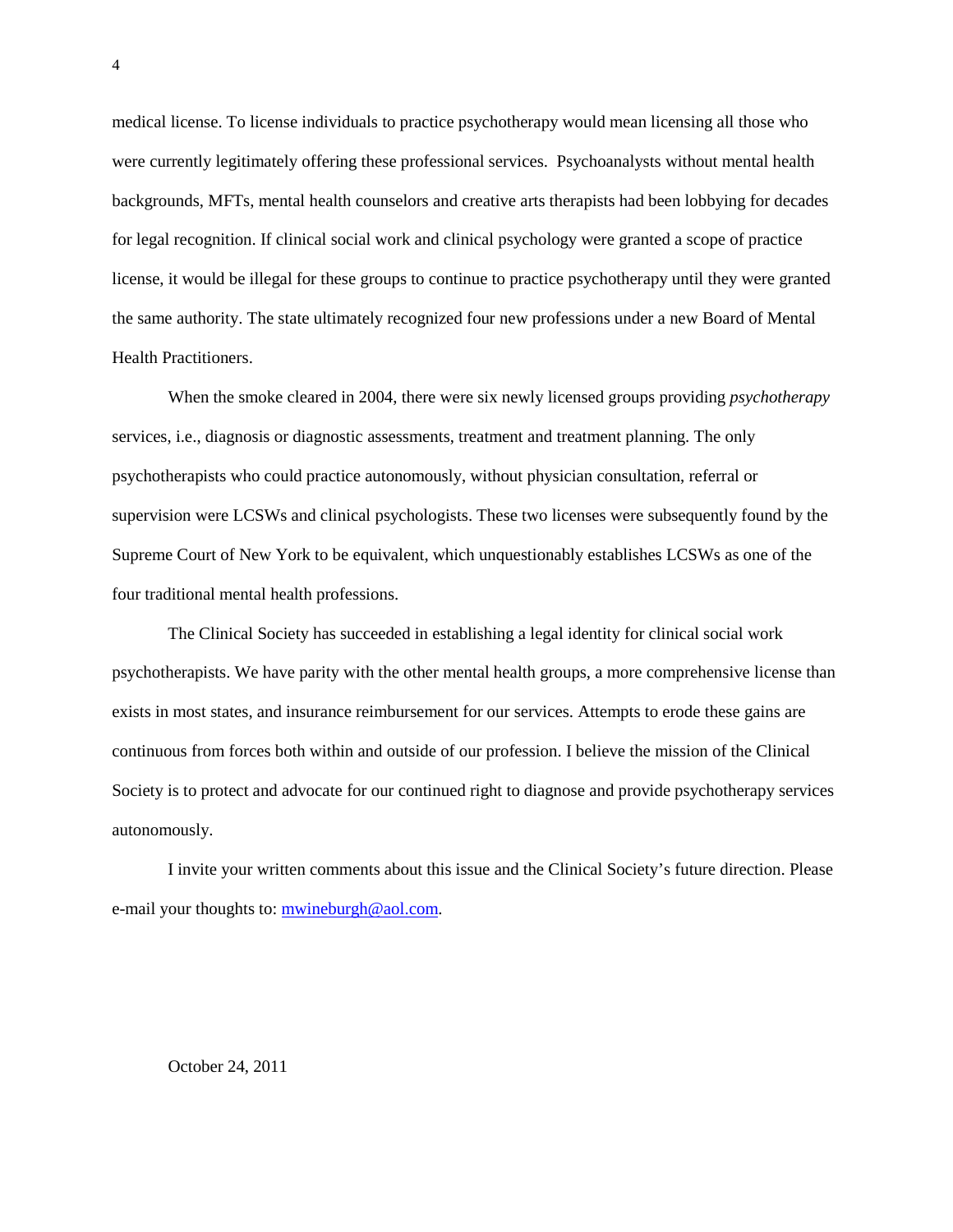medical license. To license individuals to practice psychotherapy would mean licensing all those who were currently legitimately offering these professional services. Psychoanalysts without mental health backgrounds, MFTs, mental health counselors and creative arts therapists had been lobbying for decades for legal recognition. If clinical social work and clinical psychology were granted a scope of practice license, it would be illegal for these groups to continue to practice psychotherapy until they were granted the same authority. The state ultimately recognized four new professions under a new Board of Mental Health Practitioners.

When the smoke cleared in 2004, there were six newly licensed groups providing *psychotherapy* services, i.e., diagnosis or diagnostic assessments, treatment and treatment planning. The only psychotherapists who could practice autonomously, without physician consultation, referral or supervision were LCSWs and clinical psychologists. These two licenses were subsequently found by the Supreme Court of New York to be equivalent, which unquestionably establishes LCSWs as one of the four traditional mental health professions.

The Clinical Society has succeeded in establishing a legal identity for clinical social work psychotherapists. We have parity with the other mental health groups, a more comprehensive license than exists in most states, and insurance reimbursement for our services. Attempts to erode these gains are continuous from forces both within and outside of our profession. I believe the mission of the Clinical Society is to protect and advocate for our continued right to diagnose and provide psychotherapy services autonomously.

I invite your written comments about this issue and the Clinical Society's future direction. Please e-mail your thoughts to: mwineburgh@aol.com.

October 24, 2011